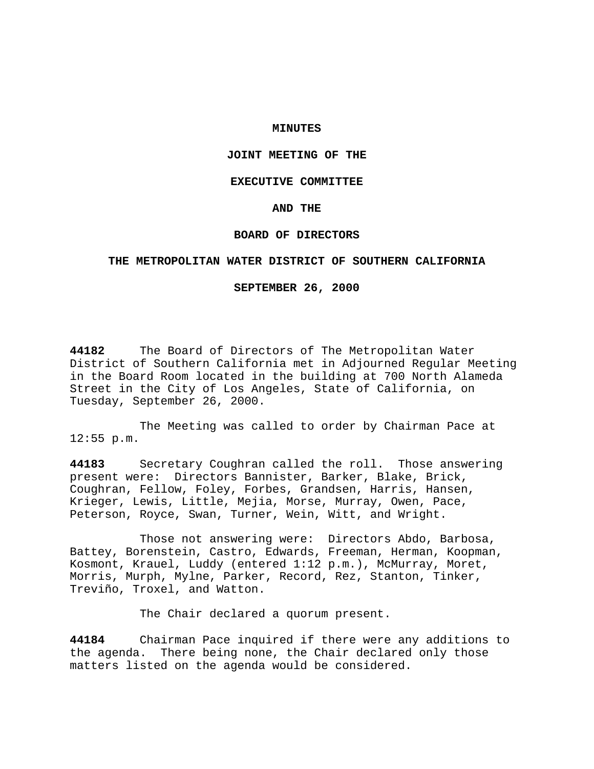**MINUTES**

**JOINT MEETING OF THE**

**EXECUTIVE COMMITTEE**

**AND THE**

**BOARD OF DIRECTORS**

**THE METROPOLITAN WATER DISTRICT OF SOUTHERN CALIFORNIA**

**SEPTEMBER 26, 2000**

**44182** The Board of Directors of The Metropolitan Water District of Southern California met in Adjourned Regular Meeting in the Board Room located in the building at 700 North Alameda Street in the City of Los Angeles, State of California, on Tuesday, September 26, 2000.

The Meeting was called to order by Chairman Pace at 12:55 p.m.

**44183** Secretary Coughran called the roll. Those answering present were: Directors Bannister, Barker, Blake, Brick, Coughran, Fellow, Foley, Forbes, Grandsen, Harris, Hansen, Krieger, Lewis, Little, Mejia, Morse, Murray, Owen, Pace, Peterson, Royce, Swan, Turner, Wein, Witt, and Wright.

Those not answering were: Directors Abdo, Barbosa, Battey, Borenstein, Castro, Edwards, Freeman, Herman, Koopman, Kosmont, Krauel, Luddy (entered 1:12 p.m.), McMurray, Moret, Morris, Murph, Mylne, Parker, Record, Rez, Stanton, Tinker, Treviño, Troxel, and Watton.

The Chair declared a quorum present.

**44184** Chairman Pace inquired if there were any additions to the agenda. There being none, the Chair declared only those matters listed on the agenda would be considered.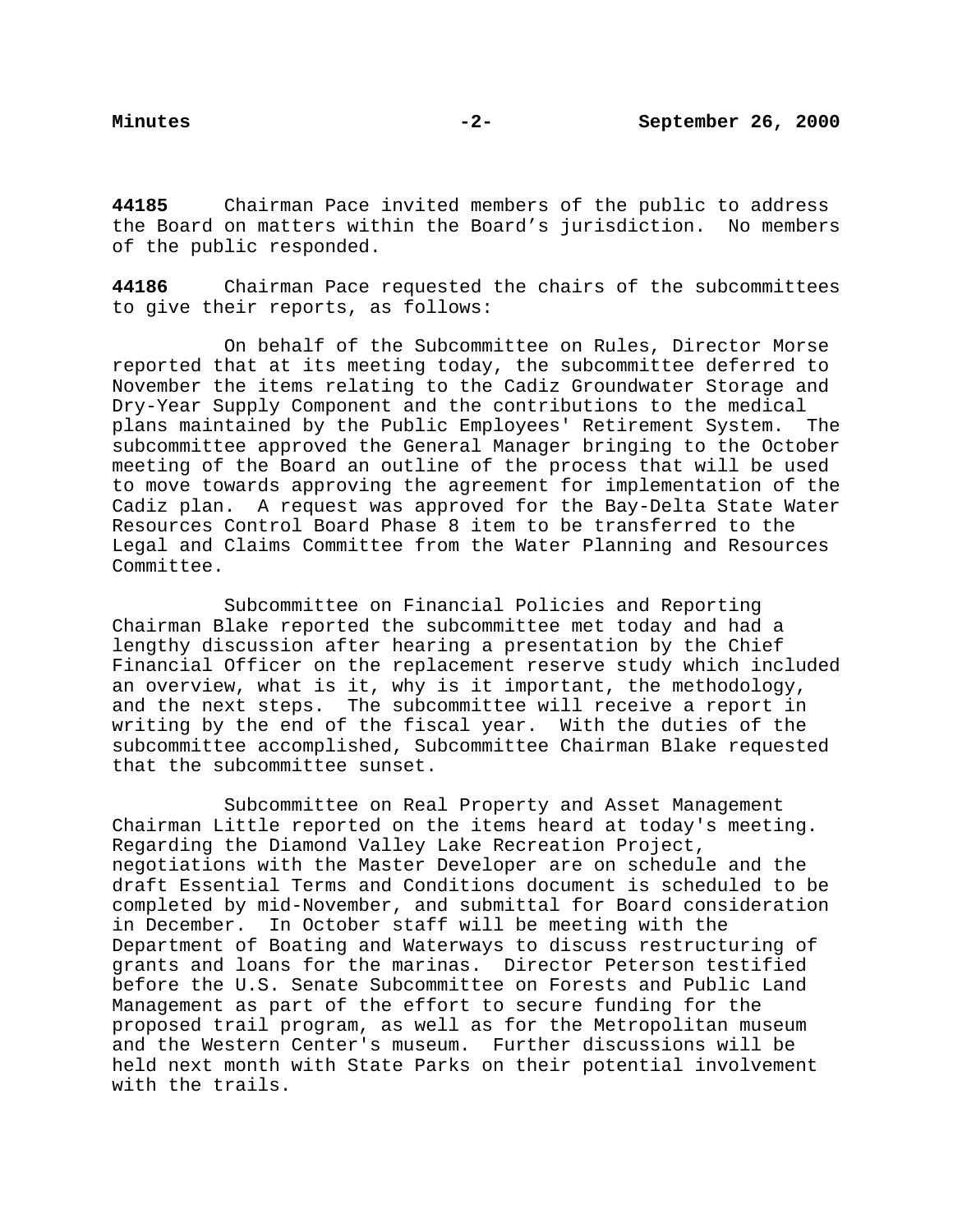**44185** Chairman Pace invited members of the public to address the Board on matters within the Board's jurisdiction. No members of the public responded.

**44186** Chairman Pace requested the chairs of the subcommittees to give their reports, as follows:

On behalf of the Subcommittee on Rules, Director Morse reported that at its meeting today, the subcommittee deferred to November the items relating to the Cadiz Groundwater Storage and Dry-Year Supply Component and the contributions to the medical plans maintained by the Public Employees' Retirement System. The subcommittee approved the General Manager bringing to the October meeting of the Board an outline of the process that will be used to move towards approving the agreement for implementation of the Cadiz plan. A request was approved for the Bay-Delta State Water Resources Control Board Phase 8 item to be transferred to the Legal and Claims Committee from the Water Planning and Resources Committee.

Subcommittee on Financial Policies and Reporting Chairman Blake reported the subcommittee met today and had a lengthy discussion after hearing a presentation by the Chief Financial Officer on the replacement reserve study which included an overview, what is it, why is it important, the methodology, and the next steps. The subcommittee will receive a report in writing by the end of the fiscal year. With the duties of the subcommittee accomplished, Subcommittee Chairman Blake requested that the subcommittee sunset.

Subcommittee on Real Property and Asset Management Chairman Little reported on the items heard at today's meeting. Regarding the Diamond Valley Lake Recreation Project, negotiations with the Master Developer are on schedule and the draft Essential Terms and Conditions document is scheduled to be completed by mid-November, and submittal for Board consideration in December. In October staff will be meeting with the Department of Boating and Waterways to discuss restructuring of grants and loans for the marinas. Director Peterson testified before the U.S. Senate Subcommittee on Forests and Public Land Management as part of the effort to secure funding for the proposed trail program, as well as for the Metropolitan museum and the Western Center's museum. Further discussions will be held next month with State Parks on their potential involvement with the trails.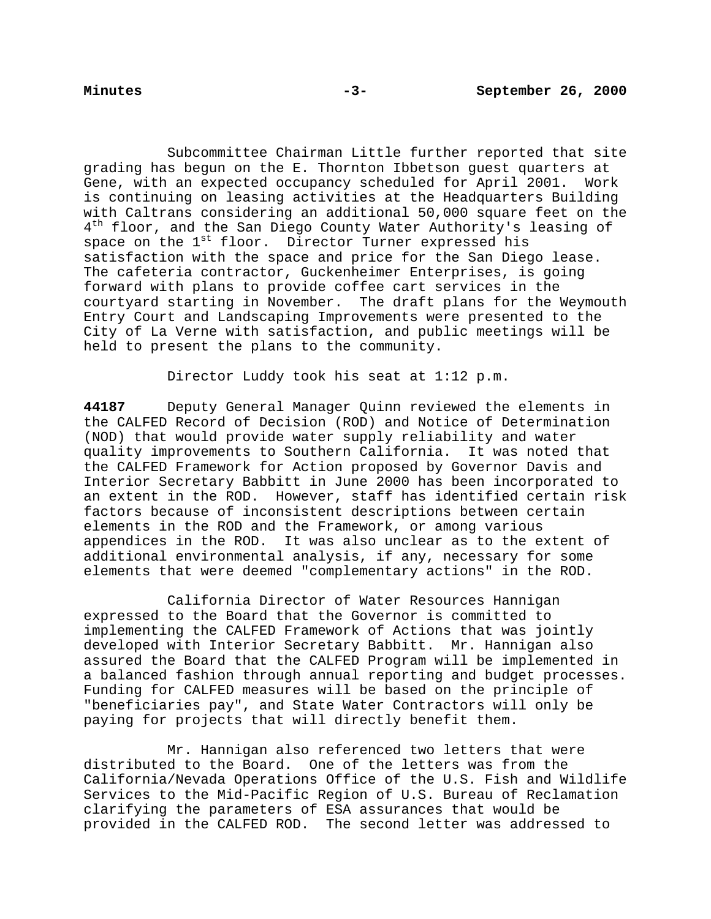Subcommittee Chairman Little further reported that site grading has begun on the E. Thornton Ibbetson guest quarters at Gene, with an expected occupancy scheduled for April 2001. Work is continuing on leasing activities at the Headquarters Building with Caltrans considering an additional 50,000 square feet on the 4th floor, and the San Diego County Water Authority's leasing of space on the 1st floor. Director Turner expressed his satisfaction with the space and price for the San Diego lease. The cafeteria contractor, Guckenheimer Enterprises, is going forward with plans to provide coffee cart services in the courtyard starting in November. The draft plans for the Weymouth Entry Court and Landscaping Improvements were presented to the City of La Verne with satisfaction, and public meetings will be held to present the plans to the community.

Director Luddy took his seat at 1:12 p.m.

**44187** Deputy General Manager Quinn reviewed the elements in the CALFED Record of Decision (ROD) and Notice of Determination (NOD) that would provide water supply reliability and water quality improvements to Southern California. It was noted that the CALFED Framework for Action proposed by Governor Davis and Interior Secretary Babbitt in June 2000 has been incorporated to an extent in the ROD. However, staff has identified certain risk factors because of inconsistent descriptions between certain elements in the ROD and the Framework, or among various appendices in the ROD. It was also unclear as to the extent of additional environmental analysis, if any, necessary for some elements that were deemed "complementary actions" in the ROD.

California Director of Water Resources Hannigan expressed to the Board that the Governor is committed to implementing the CALFED Framework of Actions that was jointly developed with Interior Secretary Babbitt. Mr. Hannigan also assured the Board that the CALFED Program will be implemented in a balanced fashion through annual reporting and budget processes. Funding for CALFED measures will be based on the principle of "beneficiaries pay", and State Water Contractors will only be paying for projects that will directly benefit them.

Mr. Hannigan also referenced two letters that were distributed to the Board. One of the letters was from the California/Nevada Operations Office of the U.S. Fish and Wildlife Services to the Mid-Pacific Region of U.S. Bureau of Reclamation clarifying the parameters of ESA assurances that would be provided in the CALFED ROD. The second letter was addressed to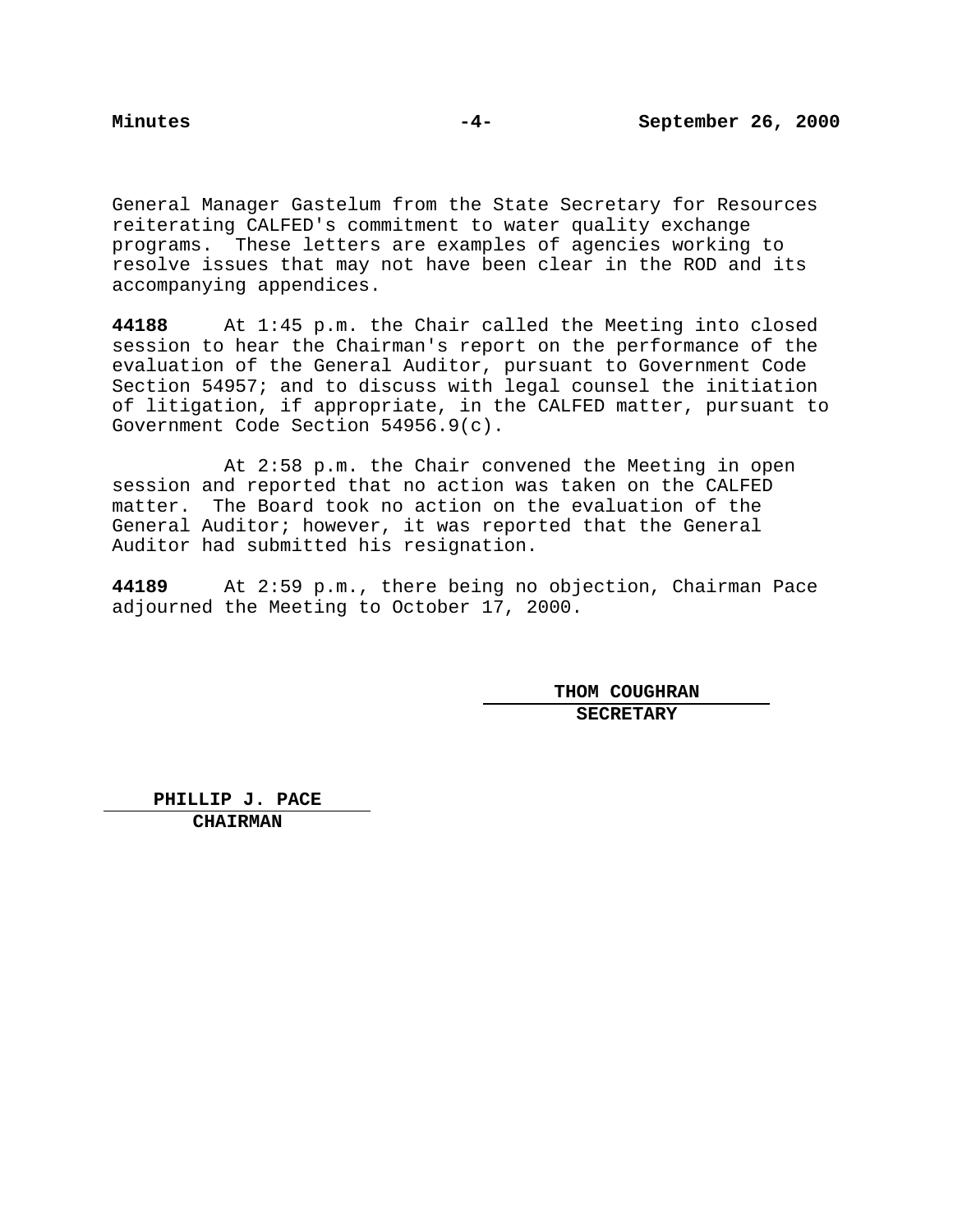General Manager Gastelum from the State Secretary for Resources reiterating CALFED's commitment to water quality exchange programs. These letters are examples of agencies working to resolve issues that may not have been clear in the ROD and its accompanying appendices.

**44188** At 1:45 p.m. the Chair called the Meeting into closed session to hear the Chairman's report on the performance of the evaluation of the General Auditor, pursuant to Government Code Section 54957; and to discuss with legal counsel the initiation of litigation, if appropriate, in the CALFED matter, pursuant to Government Code Section 54956.9(c).

At 2:58 p.m. the Chair convened the Meeting in open session and reported that no action was taken on the CALFED matter. The Board took no action on the evaluation of the General Auditor; however, it was reported that the General Auditor had submitted his resignation.

**44189** At 2:59 p.m., there being no objection, Chairman Pace adjourned the Meeting to October 17, 2000.

**THOM COUGHRAN**
**SECRETARY**

**PHILLIP J. PACE**
**CHAIRMAN**